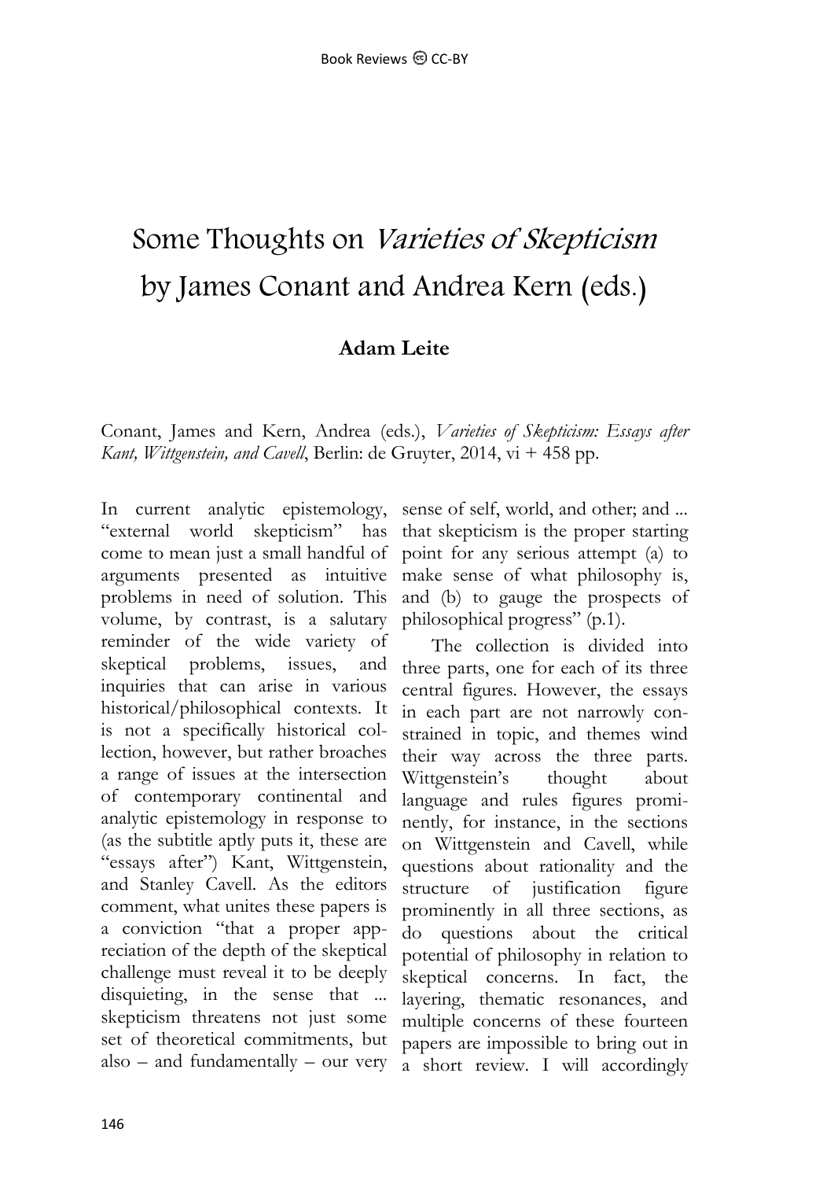# Some Thoughts on *Varieties of Skepticism* by James Conant and Andrea Kern (eds.)

**Adam Leite**

Conant, James and Kern, Andrea (eds.), *Varieties of Skepticism: Essays after Kant, Wittgenstein, and Cavell*, Berlin: de Gruyter, 2014, vi + 458 pp.

In current analytic epistemology, "external world skepticism" has come to mean just a small handful of arguments presented as intuitive problems in need of solution. This volume, by contrast, is a salutary reminder of the wide variety of skeptical problems, issues, and inquiries that can arise in various historical/philosophical contexts. It is not a specifically historical collection, however, but rather broaches a range of issues at the intersection of contemporary continental and analytic epistemology in response to (as the subtitle aptly puts it, these are "essays after") Kant, Wittgenstein, and Stanley Cavell. As the editors comment, what unites these papers is a conviction "that a proper appreciation of the depth of the skeptical challenge must reveal it to be deeply disquieting, in the sense that ... skepticism threatens not just some set of theoretical commitments, but also – and fundamentally – our very sense of self, world, and other; and ... that skepticism is the proper starting point for any serious attempt (a) to make sense of what philosophy is, and (b) to gauge the prospects of philosophical progress" (p.1).

The collection is divided into three parts, one for each of its three central figures. However, the essays in each part are not narrowly constrained in topic, and themes wind their way across the three parts. Wittgenstein's thought about language and rules figures prominently, for instance, in the sections on Wittgenstein and Cavell, while questions about rationality and the structure of justification figure prominently in all three sections, as do questions about the critical potential of philosophy in relation to skeptical concerns. In fact, the layering, thematic resonances, and multiple concerns of these fourteen papers are impossible to bring out in a short review. I will accordingly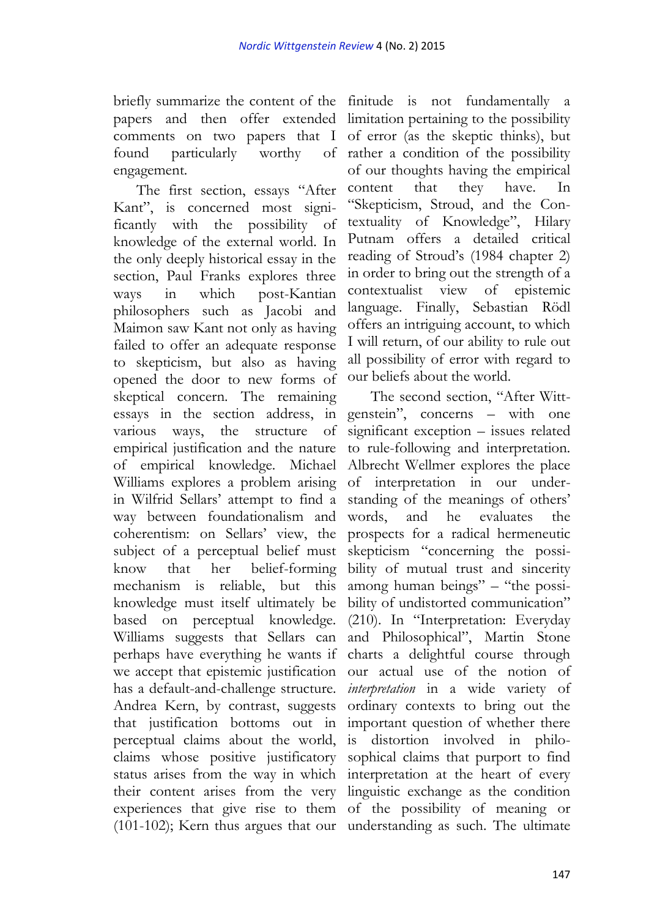briefly summarize the content of the papers and then offer extended comments on two papers that I found particularly worthy of engagement.

The first section, essays "After Kant", is concerned most significantly with the possibility of knowledge of the external world. In the only deeply historical essay in the section, Paul Franks explores three ways in which post-Kantian philosophers such as Jacobi and Maimon saw Kant not only as having failed to offer an adequate response to skepticism, but also as having opened the door to new forms of skeptical concern. The remaining essays in the section address, in various ways, the structure of empirical justification and the nature of empirical knowledge. Michael Williams explores a problem arising in Wilfrid Sellars' attempt to find a way between foundationalism and coherentism: on Sellars' view, the subject of a perceptual belief must know that her belief-forming mechanism is reliable, but this knowledge must itself ultimately be based on perceptual knowledge. Williams suggests that Sellars can perhaps have everything he wants if we accept that epistemic justification has a default-and-challenge structure. Andrea Kern, by contrast, suggests that justification bottoms out in perceptual claims about the world, claims whose positive justificatory status arises from the way in which their content arises from the very experiences that give rise to them (101-102); Kern thus argues that our finitude is not fundamentally a limitation pertaining to the possibility of error (as the skeptic thinks), but rather a condition of the possibility of our thoughts having the empirical content that they have. In "Skepticism, Stroud, and the Contextuality of Knowledge", Hilary Putnam offers a detailed critical reading of Stroud's (1984 chapter 2) in order to bring out the strength of a contextualist view of epistemic language. Finally, Sebastian Rödl offers an intriguing account, to which I will return, of our ability to rule out all possibility of error with regard to our beliefs about the world.

The second section, "After Wittgenstein", concerns – with one significant exception – issues related to rule-following and interpretation. Albrecht Wellmer explores the place of interpretation in our understanding of the meanings of others' words, and he evaluates the prospects for a radical hermeneutic skepticism "concerning the possibility of mutual trust and sincerity among human beings" – "the possibility of undistorted communication" (210). In "Interpretation: Everyday and Philosophical", Martin Stone charts a delightful course through our actual use of the notion of *interpretation* in a wide variety of ordinary contexts to bring out the important question of whether there is distortion involved in philosophical claims that purport to find interpretation at the heart of every linguistic exchange as the condition of the possibility of meaning or understanding as such. The ultimate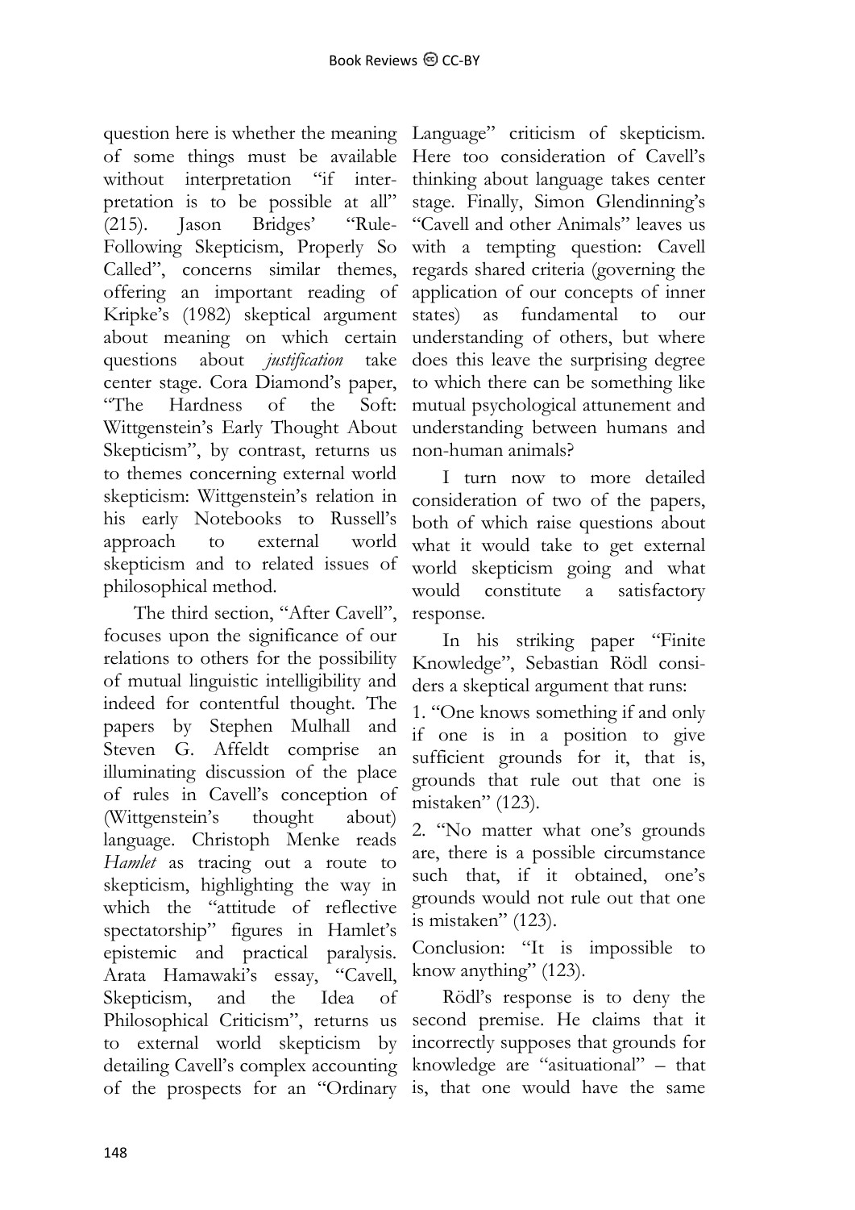question here is whether the meaning of some things must be available without interpretation "if interpretation is to be possible at all" (215). Jason Bridges' "Rule-Following Skepticism, Properly So Called", concerns similar themes, offering an important reading of Kripke's (1982) skeptical argument about meaning on which certain questions about *justification* take center stage. Cora Diamond's paper, "The Hardness of the Soft: Wittgenstein's Early Thought About Skepticism", by contrast, returns us to themes concerning external world skepticism: Wittgenstein's relation in his early Notebooks to Russell's approach to external world skepticism and to related issues of philosophical method.

The third section, "After Cavell", focuses upon the significance of our relations to others for the possibility of mutual linguistic intelligibility and indeed for contentful thought. The papers by Stephen Mulhall and Steven G. Affeldt comprise an illuminating discussion of the place of rules in Cavell's conception of (Wittgenstein's thought about) language. Christoph Menke reads *Hamlet* as tracing out a route to skepticism, highlighting the way in which the "attitude of reflective spectatorship" figures in Hamlet's epistemic and practical paralysis. Arata Hamawaki's essay, "Cavell, Skepticism, and the Idea of Philosophical Criticism", returns us to external world skepticism by detailing Cavell's complex accounting of the prospects for an "Ordinary Language" criticism of skepticism. Here too consideration of Cavell's thinking about language takes center stage. Finally, Simon Glendinning's "Cavell and other Animals" leaves us with a tempting question: Cavell regards shared criteria (governing the application of our concepts of inner states) as fundamental to our understanding of others, but where does this leave the surprising degree to which there can be something like mutual psychological attunement and understanding between humans and non-human animals?

I turn now to more detailed consideration of two of the papers, both of which raise questions about what it would take to get external world skepticism going and what would constitute a satisfactory response.

In his striking paper "Finite Knowledge", Sebastian Rödl considers a skeptical argument that runs:

1. "One knows something if and only if one is in a position to give sufficient grounds for it, that is, grounds that rule out that one is mistaken" (123).
2. "No matter what one's grounds are, there is a possible circumstance such that, if it obtained, one's grounds would not rule out that one is mistaken" (123).

Conclusion: "It is impossible to know anything" (123).

Rödl's response is to deny the second premise. He claims that it incorrectly supposes that grounds for knowledge are "asituational" – that is, that one would have the same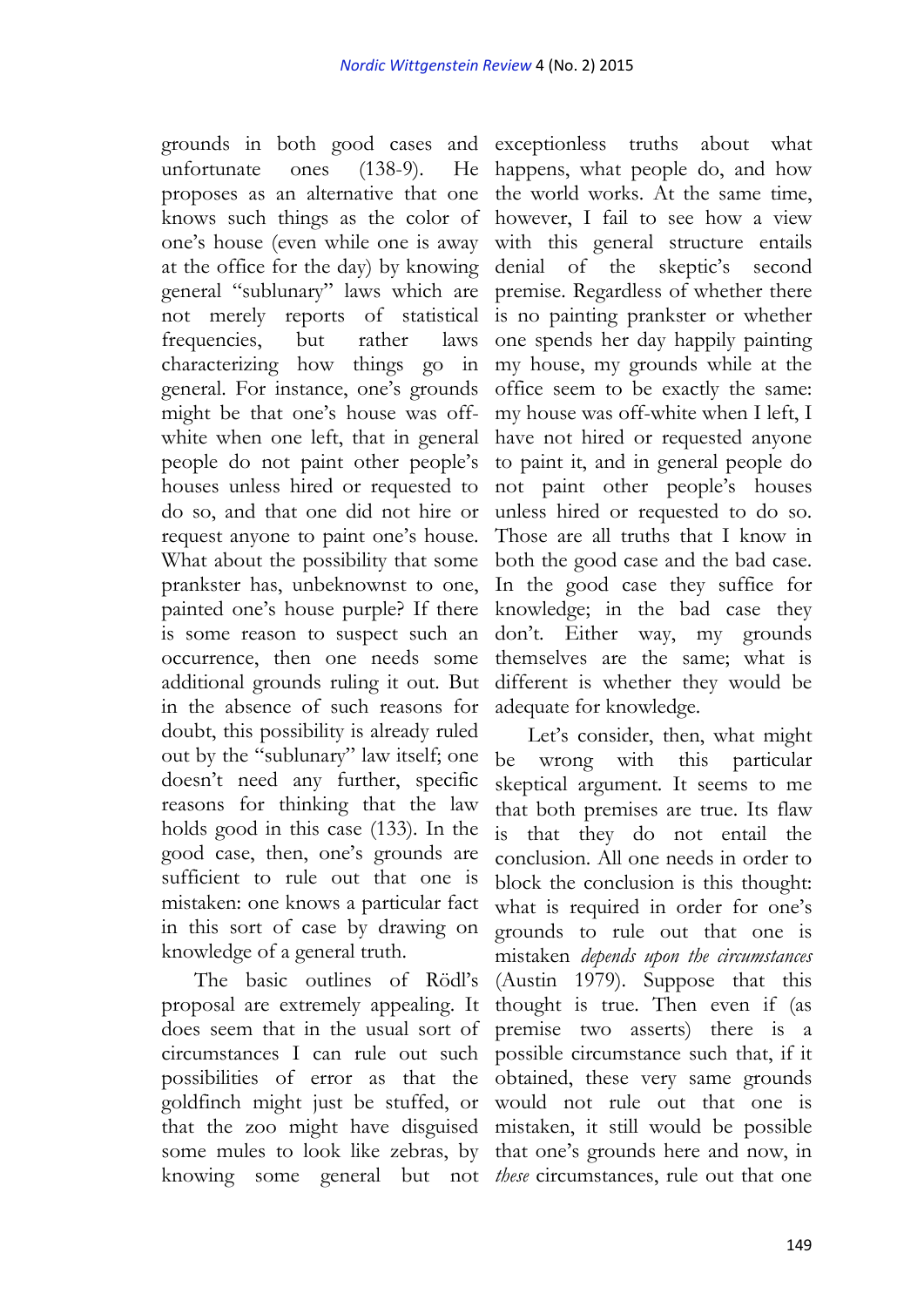grounds in both good cases and unfortunate ones (138-9). He proposes as an alternative that one knows such things as the color of one's house (even while one is away at the office for the day) by knowing general "sublunary" laws which are not merely reports of statistical frequencies, but rather laws characterizing how things go in general. For instance, one's grounds might be that one's house was off-white when one left, that in general people do not paint other people's houses unless hired or requested to do so, and that one did not hire or request anyone to paint one's house. What about the possibility that some prankster has, unbeknownst to one, painted one's house purple? If there is some reason to suspect such an occurrence, then one needs some additional grounds ruling it out. But in the absence of such reasons for doubt, this possibility is already ruled out by the "sublunary" law itself; one doesn't need any further, specific reasons for thinking that the law holds good in this case (133). In the good case, then, one's grounds are sufficient to rule out that one is mistaken: one knows a particular fact in this sort of case by drawing on knowledge of a general truth.

The basic outlines of Rödl's proposal are extremely appealing. It does seem that in the usual sort of circumstances I can rule out such possibilities of error as that the goldfinch might just be stuffed, or that the zoo might have disguised some mules to look like zebras, by knowing some general but not exceptionless truths about what happens, what people do, and how the world works. At the same time, however, I fail to see how a view with this general structure entails denial of the skeptic's second premise. Regardless of whether there is no painting prankster or whether one spends her day happily painting my house, my grounds while at the office seem to be exactly the same: my house was off-white when I left, I have not hired or requested anyone to paint it, and in general people do not paint other people's houses unless hired or requested to do so. Those are all truths that I know in both the good case and the bad case. In the good case they suffice for knowledge; in the bad case they don't. Either way, my grounds themselves are the same; what is different is whether they would be adequate for knowledge.

Let's consider, then, what might be wrong with this particular skeptical argument. It seems to me that both premises are true. Its flaw is that they do not entail the conclusion. All one needs in order to block the conclusion is this thought: what is required in order for one's grounds to rule out that one is mistaken *depends upon the circumstances* (Austin 1979). Suppose that this thought is true. Then even if (as premise two asserts) there is a possible circumstance such that, if it obtained, these very same grounds would not rule out that one is mistaken, it still would be possible that one's grounds here and now, in *these* circumstances, rule out that one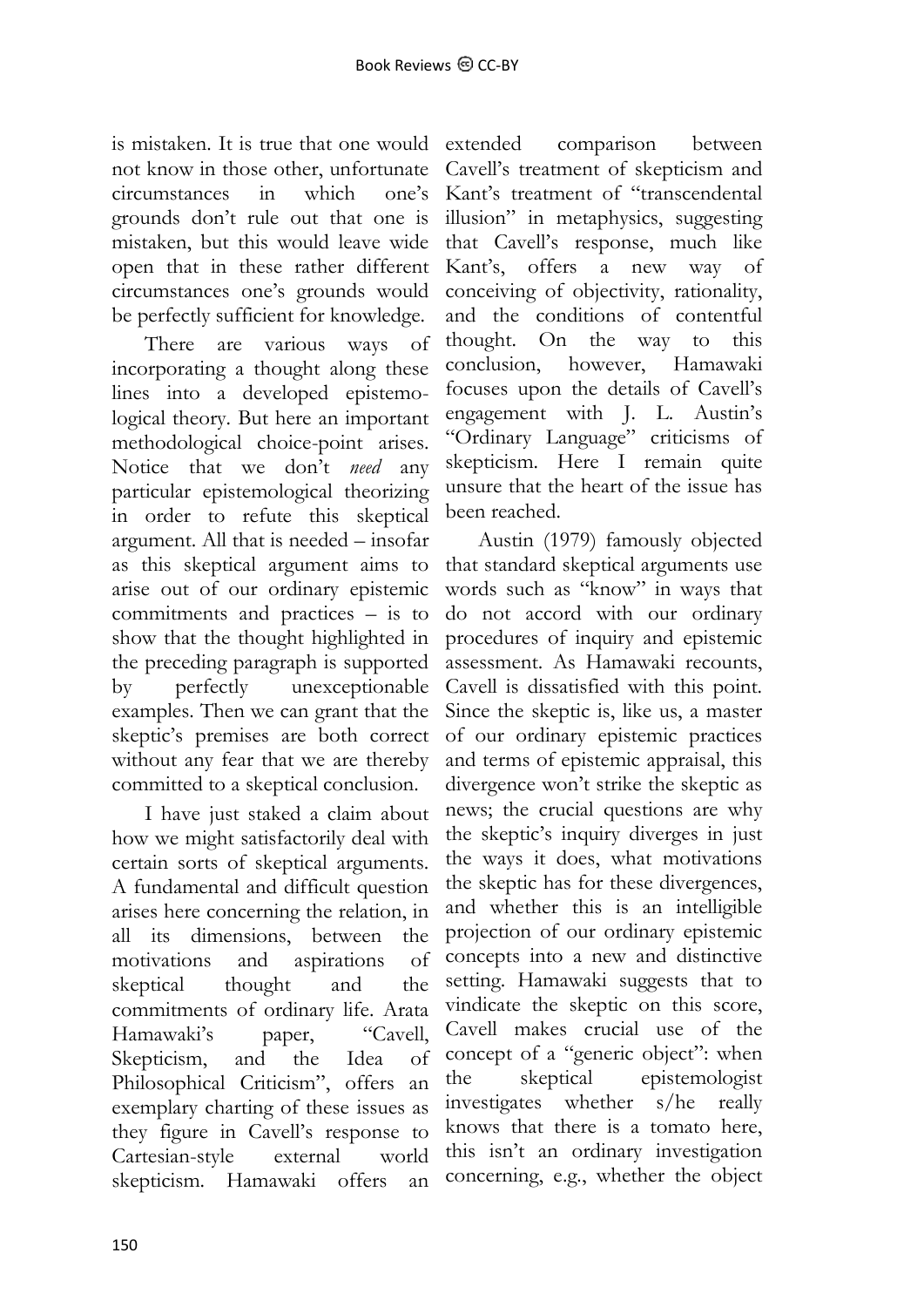is mistaken. It is true that one would not know in those other, unfortunate circumstances in which one's grounds don't rule out that one is mistaken, but this would leave wide open that in these rather different circumstances one's grounds would be perfectly sufficient for knowledge.

There are various ways of incorporating a thought along these lines into a developed epistemological theory. But here an important methodological choice-point arises. Notice that we don't *need* any particular epistemological theorizing in order to refute this skeptical argument. All that is needed – insofar as this skeptical argument aims to arise out of our ordinary epistemic commitments and practices – is to show that the thought highlighted in the preceding paragraph is supported by perfectly unexceptionable examples. Then we can grant that the skeptic's premises are both correct without any fear that we are thereby committed to a skeptical conclusion.

I have just staked a claim about how we might satisfactorily deal with certain sorts of skeptical arguments. A fundamental and difficult question arises here concerning the relation, in all its dimensions, between the motivations and aspirations of skeptical thought and the commitments of ordinary life. Arata Hamawaki's paper, "Cavell, Skepticism, and the Idea of Philosophical Criticism", offers an exemplary charting of these issues as they figure in Cavell's response to Cartesian-style external world skepticism. Hamawaki offers an extended comparison between Cavell's treatment of skepticism and Kant's treatment of "transcendental illusion" in metaphysics, suggesting that Cavell's response, much like Kant's, offers a new way of conceiving of objectivity, rationality, and the conditions of contentful thought. On the way to this conclusion, however, Hamawaki focuses upon the details of Cavell's engagement with J. L. Austin's "Ordinary Language" criticisms of skepticism. Here I remain quite unsure that the heart of the issue has been reached.

Austin (1979) famously objected that standard skeptical arguments use words such as "know" in ways that do not accord with our ordinary procedures of inquiry and epistemic assessment. As Hamawaki recounts, Cavell is dissatisfied with this point. Since the skeptic is, like us, a master of our ordinary epistemic practices and terms of epistemic appraisal, this divergence won't strike the skeptic as news; the crucial questions are why the skeptic's inquiry diverges in just the ways it does, what motivations the skeptic has for these divergences, and whether this is an intelligible projection of our ordinary epistemic concepts into a new and distinctive setting. Hamawaki suggests that to vindicate the skeptic on this score, Cavell makes crucial use of the concept of a "generic object": when the skeptical epistemologist investigates whether s/he really knows that there is a tomato here, this isn't an ordinary investigation concerning, e.g., whether the object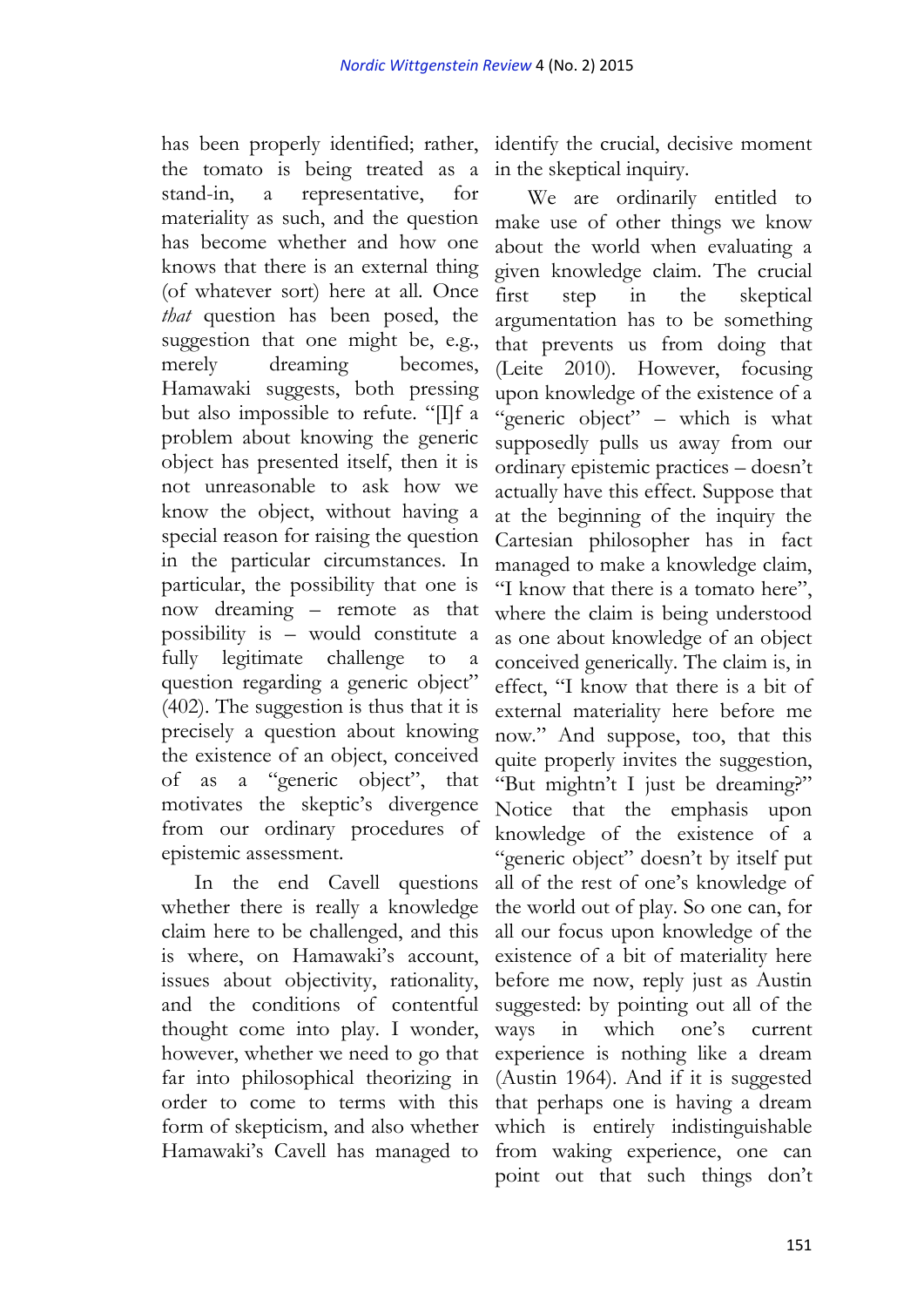has been properly identified; rather, the tomato is being treated as a stand-in, a representative, for materiality as such, and the question has become whether and how one knows that there is an external thing (of whatever sort) here at all. Once *that* question has been posed, the suggestion that one might be, e.g., merely dreaming becomes, Hamawaki suggests, both pressing but also impossible to refute. "[I]f a problem about knowing the generic object has presented itself, then it is not unreasonable to ask how we know the object, without having a special reason for raising the question in the particular circumstances. In particular, the possibility that one is now dreaming – remote as that possibility is – would constitute a fully legitimate challenge to a question regarding a generic object" (402). The suggestion is thus that it is precisely a question about knowing the existence of an object, conceived of as a "generic object", that motivates the skeptic's divergence from our ordinary procedures of epistemic assessment.

In the end Cavell questions whether there is really a knowledge claim here to be challenged, and this is where, on Hamawaki's account, issues about objectivity, rationality, and the conditions of contentful thought come into play. I wonder, however, whether we need to go that far into philosophical theorizing in order to come to terms with this form of skepticism, and also whether Hamawaki's Cavell has managed to identify the crucial, decisive moment in the skeptical inquiry.

We are ordinarily entitled to make use of other things we know about the world when evaluating a given knowledge claim. The crucial first step in the skeptical argumentation has to be something that prevents us from doing that (Leite 2010). However, focusing upon knowledge of the existence of a "generic object" – which is what supposedly pulls us away from our ordinary epistemic practices – doesn't actually have this effect. Suppose that at the beginning of the inquiry the Cartesian philosopher has in fact managed to make a knowledge claim, "I know that there is a tomato here", where the claim is being understood as one about knowledge of an object conceived generically. The claim is, in effect, "I know that there is a bit of external materiality here before me now." And suppose, too, that this quite properly invites the suggestion, "But mightn't I just be dreaming?" Notice that the emphasis upon knowledge of the existence of a "generic object" doesn't by itself put all of the rest of one's knowledge of the world out of play. So one can, for all our focus upon knowledge of the existence of a bit of materiality here before me now, reply just as Austin suggested: by pointing out all of the ways in which one's current experience is nothing like a dream (Austin 1964). And if it is suggested that perhaps one is having a dream which is entirely indistinguishable from waking experience, one can point out that such things don't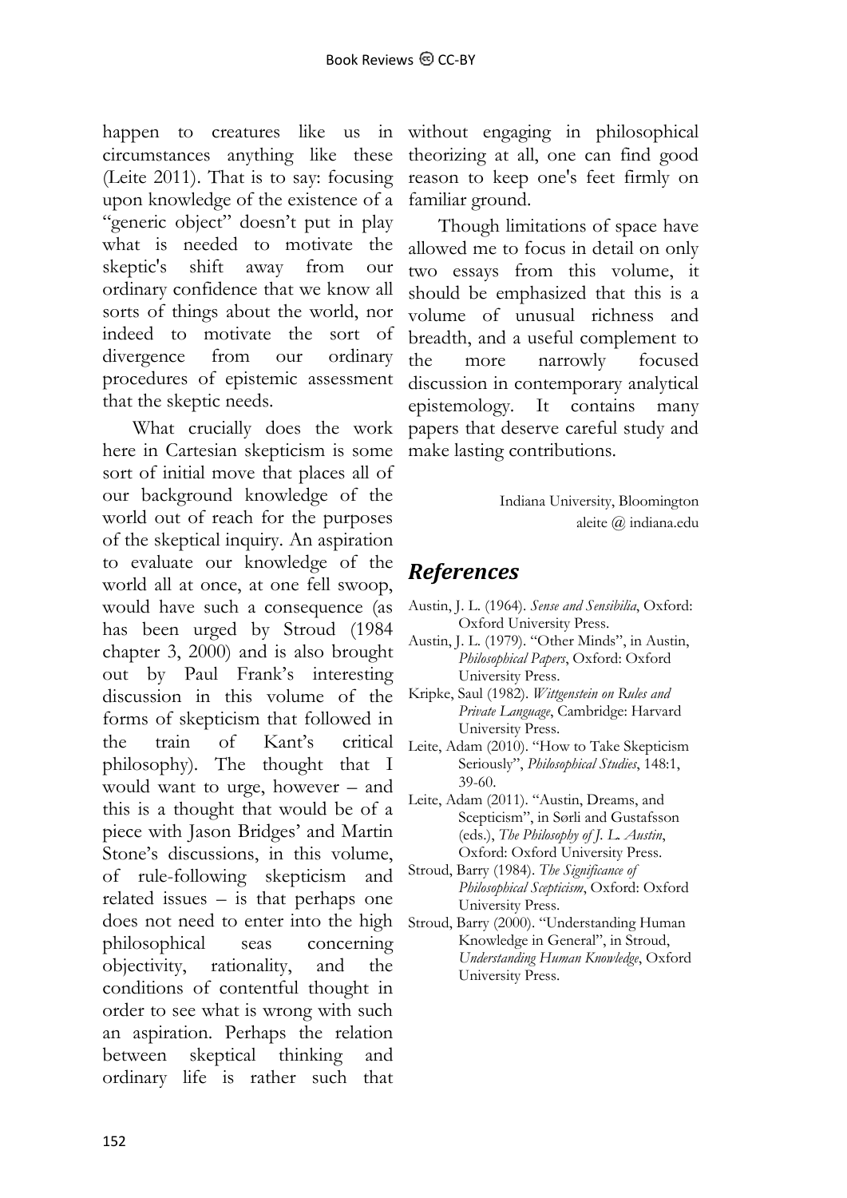happen to creatures like us in circumstances anything like these (Leite 2011). That is to say: focusing upon knowledge of the existence of a "generic object" doesn't put in play what is needed to motivate the skeptic's shift away from our ordinary confidence that we know all sorts of things about the world, nor indeed to motivate the sort of divergence from our ordinary procedures of epistemic assessment that the skeptic needs.

What crucially does the work here in Cartesian skepticism is some sort of initial move that places all of our background knowledge of the world out of reach for the purposes of the skeptical inquiry. An aspiration to evaluate our knowledge of the world all at once, at one fell swoop, would have such a consequence (as has been urged by Stroud (1984 chapter 3, 2000) and is also brought out by Paul Frank's interesting discussion in this volume of the forms of skepticism that followed in the train of Kant's critical philosophy). The thought that I would want to urge, however – and this is a thought that would be of a piece with Jason Bridges' and Martin Stone's discussions, in this volume, of rule-following skepticism and related issues – is that perhaps one does not need to enter into the high philosophical seas concerning objectivity, rationality, and the conditions of contentful thought in order to see what is wrong with such an aspiration. Perhaps the relation between skeptical thinking and ordinary life is rather such that without engaging in philosophical theorizing at all, one can find good reason to keep one's feet firmly on familiar ground.

Though limitations of space have allowed me to focus in detail on only two essays from this volume, it should be emphasized that this is a volume of unusual richness and breadth, and a useful complement to the more narrowly focused discussion in contemporary analytical epistemology. It contains many papers that deserve careful study and make lasting contributions.

Indiana University, Bloomington
aleite @ indiana.edu

## References

Austin, J. L. (1964). *Sense and Sensibilia*, Oxford: Oxford University Press.

Austin, J. L. (1979). "Other Minds", in Austin, *Philosophical Papers*, Oxford: Oxford University Press.

Kripke, Saul (1982). *Wittgenstein on Rules and Private Language*, Cambridge: Harvard University Press.

Leite, Adam (2010). "How to Take Skepticism Seriously", *Philosophical Studies*, 148:1, 39-60.

Leite, Adam (2011). "Austin, Dreams, and Scepticism", in Sørli and Gustafsson (eds.), *The Philosophy of J. L. Austin*, Oxford: Oxford University Press.

Stroud, Barry (1984). *The Significance of Philosophical Scepticism*, Oxford: Oxford University Press.

Stroud, Barry (2000). "Understanding Human Knowledge in General", in Stroud, *Understanding Human Knowledge*, Oxford University Press.